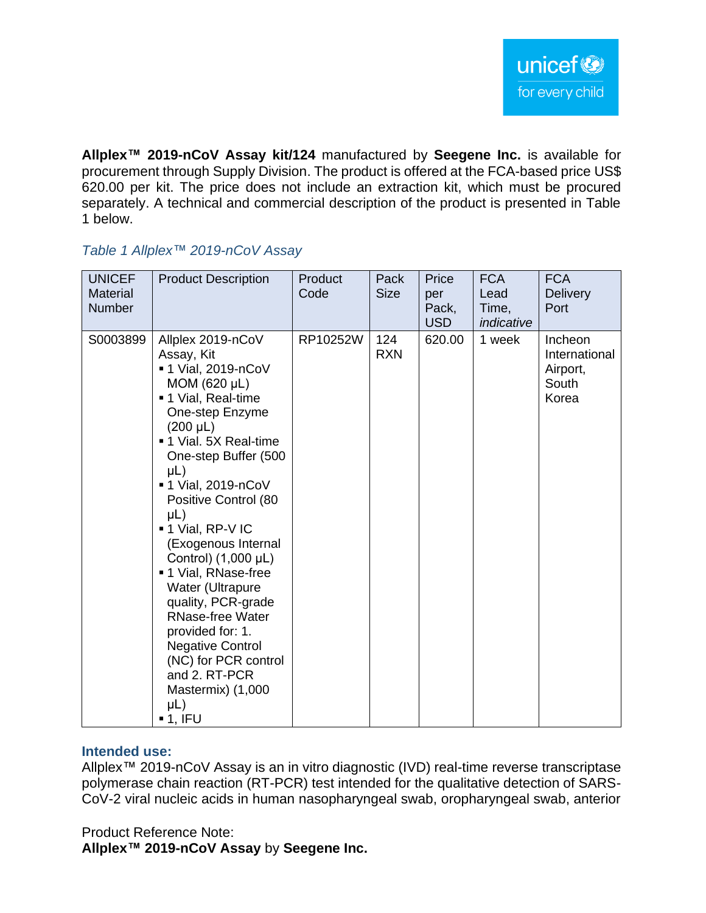**Allplex™ 2019-nCoV Assay kit/124** manufactured by **Seegene Inc.** is available for procurement through Supply Division. The product is offered at the FCA-based price US$ 620.00 per kit. The price does not include an extraction kit, which must be procured separately. A technical and commercial description of the product is presented in Table 1 below.

*Table 1 Allplex™ 2019-nCoV Assay*

| UNICEF Material Number | Product Description | Product Code | Pack Size | Price per Pack, USD | FCA Lead Time, *indicative* | FCA Delivery Port |
|---|---|---|---|---|---|---|
| S0003899 | Allplex 2019-nCoV Assay, Kit<br>▪ 1 Vial, 2019-nCoV MOM (620 µL)<br>▪ 1 Vial, Real-time One-step Enzyme (200 µL)<br>▪ 1 Vial. 5X Real-time One-step Buffer (500 µL)<br>▪ 1 Vial, 2019-nCoV Positive Control (80 µL)<br>▪ 1 Vial, RP-V IC (Exogenous Internal Control) (1,000 µL)<br>▪ 1 Vial, RNase-free Water (Ultrapure quality, PCR-grade RNase-free Water provided for: 1. Negative Control (NC) for PCR control and 2. RT-PCR Mastermix) (1,000 µL)<br>▪ 1, IFU | RP10252W | 124 RXN | 620.00 | 1 week | Incheon International Airport, South Korea |

**Intended use:**

Allplex™ 2019-nCoV Assay is an in vitro diagnostic (IVD) real-time reverse transcriptase polymerase chain reaction (RT-PCR) test intended for the qualitative detection of SARS-CoV-2 viral nucleic acids in human nasopharyngeal swab, oropharyngeal swab, anterior

Product Reference Note:
**Allplex™ 2019-nCoV Assay** by **Seegene Inc.**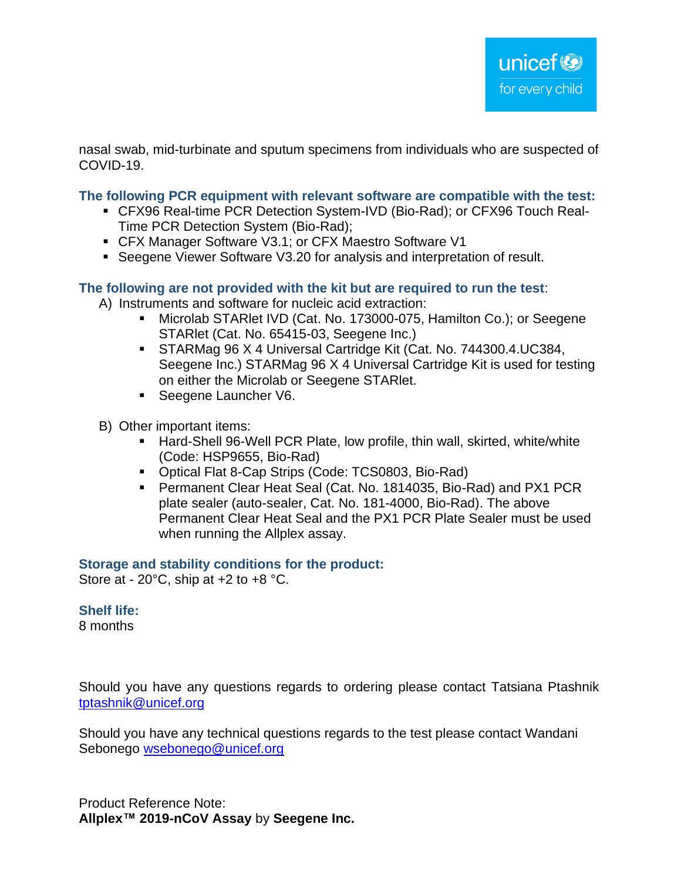nasal swab, mid-turbinate and sputum specimens from individuals who are suspected of COVID-19.

**The following PCR equipment with relevant software are compatible with the test:**

- CFX96 Real-time PCR Detection System-IVD (Bio-Rad); or CFX96 Touch Real-Time PCR Detection System (Bio-Rad);
- CFX Manager Software V3.1; or CFX Maestro Software V1
- Seegene Viewer Software V3.20 for analysis and interpretation of result.

**The following are not provided with the kit but are required to run the test**:

A) Instruments and software for nucleic acid extraction:
   - Microlab STARlet IVD (Cat. No. 173000-075, Hamilton Co.); or Seegene STARlet (Cat. No. 65415-03, Seegene Inc.)
   - STARMag 96 X 4 Universal Cartridge Kit (Cat. No. 744300.4.UC384, Seegene Inc.) STARMag 96 X 4 Universal Cartridge Kit is used for testing on either the Microlab or Seegene STARlet.
   - Seegene Launcher V6.

B) Other important items:
   - Hard-Shell 96-Well PCR Plate, low profile, thin wall, skirted, white/white (Code: HSP9655, Bio-Rad)
   - Optical Flat 8-Cap Strips (Code: TCS0803, Bio-Rad)
   - Permanent Clear Heat Seal (Cat. No. 1814035, Bio-Rad) and PX1 PCR plate sealer (auto-sealer, Cat. No. 181-4000, Bio-Rad). The above Permanent Clear Heat Seal and the PX1 PCR Plate Sealer must be used when running the Allplex assay.

**Storage and stability conditions for the product:**

Store at - 20°C, ship at +2 to +8 °C.

**Shelf life:**

8 months

Should you have any questions regards to ordering please contact Tatsiana Ptashnik tptashnik@unicef.org

Should you have any technical questions regards to the test please contact Wandani Sebonego wsebonego@unicef.org

Product Reference Note:
**Allplex™ 2019-nCoV Assay** by **Seegene Inc.**